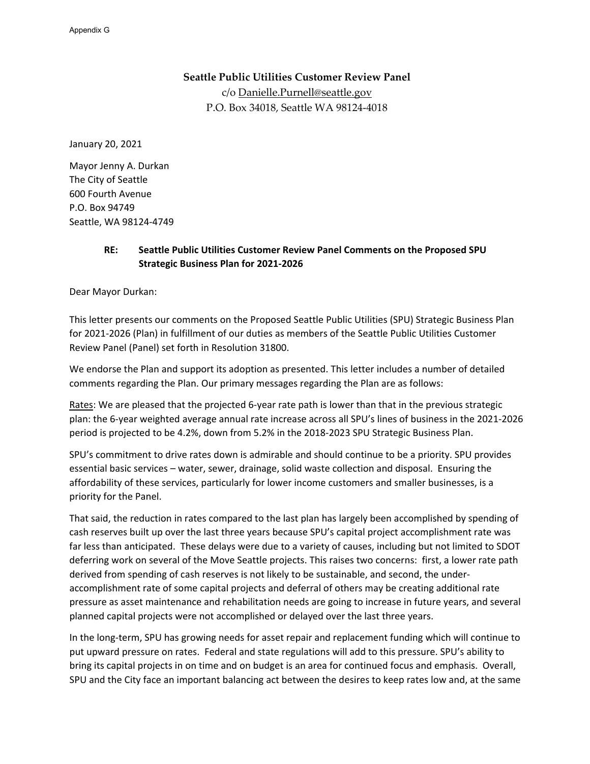Appendix G

**Seattle Public Utilities Customer Review Panel**
c/o Danielle.Purnell@seattle.gov
P.O. Box 34018, Seattle WA 98124-4018

January 20, 2021

Mayor Jenny A. Durkan
The City of Seattle
600 Fourth Avenue
P.O. Box 94749
Seattle, WA 98124-4749

**RE: Seattle Public Utilities Customer Review Panel Comments on the Proposed SPU Strategic Business Plan for 2021-2026**

Dear Mayor Durkan:

This letter presents our comments on the Proposed Seattle Public Utilities (SPU) Strategic Business Plan for 2021-2026 (Plan) in fulfillment of our duties as members of the Seattle Public Utilities Customer Review Panel (Panel) set forth in Resolution 31800.

We endorse the Plan and support its adoption as presented. This letter includes a number of detailed comments regarding the Plan. Our primary messages regarding the Plan are as follows:

<u>Rates</u>: We are pleased that the projected 6-year rate path is lower than that in the previous strategic plan: the 6-year weighted average annual rate increase across all SPU's lines of business in the 2021-2026 period is projected to be 4.2%, down from 5.2% in the 2018-2023 SPU Strategic Business Plan.

SPU's commitment to drive rates down is admirable and should continue to be a priority. SPU provides essential basic services – water, sewer, drainage, solid waste collection and disposal. Ensuring the affordability of these services, particularly for lower income customers and smaller businesses, is a priority for the Panel.

That said, the reduction in rates compared to the last plan has largely been accomplished by spending of cash reserves built up over the last three years because SPU's capital project accomplishment rate was far less than anticipated. These delays were due to a variety of causes, including but not limited to SDOT deferring work on several of the Move Seattle projects. This raises two concerns: first, a lower rate path derived from spending of cash reserves is not likely to be sustainable, and second, the under-accomplishment rate of some capital projects and deferral of others may be creating additional rate pressure as asset maintenance and rehabilitation needs are going to increase in future years, and several planned capital projects were not accomplished or delayed over the last three years.

In the long-term, SPU has growing needs for asset repair and replacement funding which will continue to put upward pressure on rates. Federal and state regulations will add to this pressure. SPU's ability to bring its capital projects in on time and on budget is an area for continued focus and emphasis. Overall, SPU and the City face an important balancing act between the desires to keep rates low and, at the same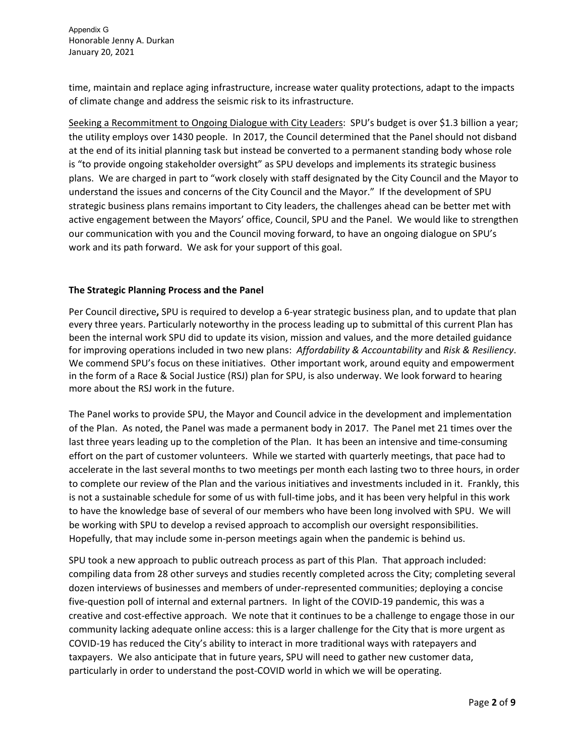time, maintain and replace aging infrastructure, increase water quality protections, adapt to the impacts of climate change and address the seismic risk to its infrastructure.

Seeking a Recommitment to Ongoing Dialogue with City Leaders: SPU's budget is over $1.3 billion a year; the utility employs over 1430 people. In 2017, the Council determined that the Panel should not disband at the end of its initial planning task but instead be converted to a permanent standing body whose role is "to provide ongoing stakeholder oversight" as SPU develops and implements its strategic business plans. We are charged in part to "work closely with staff designated by the City Council and the Mayor to understand the issues and concerns of the City Council and the Mayor." If the development of SPU strategic business plans remains important to City leaders, the challenges ahead can be better met with active engagement between the Mayors' office, Council, SPU and the Panel. We would like to strengthen our communication with you and the Council moving forward, to have an ongoing dialogue on SPU's work and its path forward. We ask for your support of this goal.

**The Strategic Planning Process and the Panel**

Per Council directive**,** SPU is required to develop a 6-year strategic business plan, and to update that plan every three years. Particularly noteworthy in the process leading up to submittal of this current Plan has been the internal work SPU did to update its vision, mission and values, and the more detailed guidance for improving operations included in two new plans: *Affordability & Accountability* and *Risk & Resiliency*. We commend SPU's focus on these initiatives. Other important work, around equity and empowerment in the form of a Race & Social Justice (RSJ) plan for SPU, is also underway. We look forward to hearing more about the RSJ work in the future.

The Panel works to provide SPU, the Mayor and Council advice in the development and implementation of the Plan. As noted, the Panel was made a permanent body in 2017. The Panel met 21 times over the last three years leading up to the completion of the Plan. It has been an intensive and time-consuming effort on the part of customer volunteers. While we started with quarterly meetings, that pace had to accelerate in the last several months to two meetings per month each lasting two to three hours, in order to complete our review of the Plan and the various initiatives and investments included in it. Frankly, this is not a sustainable schedule for some of us with full-time jobs, and it has been very helpful in this work to have the knowledge base of several of our members who have been long involved with SPU. We will be working with SPU to develop a revised approach to accomplish our oversight responsibilities. Hopefully, that may include some in-person meetings again when the pandemic is behind us.

SPU took a new approach to public outreach process as part of this Plan. That approach included: compiling data from 28 other surveys and studies recently completed across the City; completing several dozen interviews of businesses and members of under-represented communities; deploying a concise five-question poll of internal and external partners. In light of the COVID-19 pandemic, this was a creative and cost-effective approach. We note that it continues to be a challenge to engage those in our community lacking adequate online access: this is a larger challenge for the City that is more urgent as COVID-19 has reduced the City's ability to interact in more traditional ways with ratepayers and taxpayers. We also anticipate that in future years, SPU will need to gather new customer data, particularly in order to understand the post-COVID world in which we will be operating.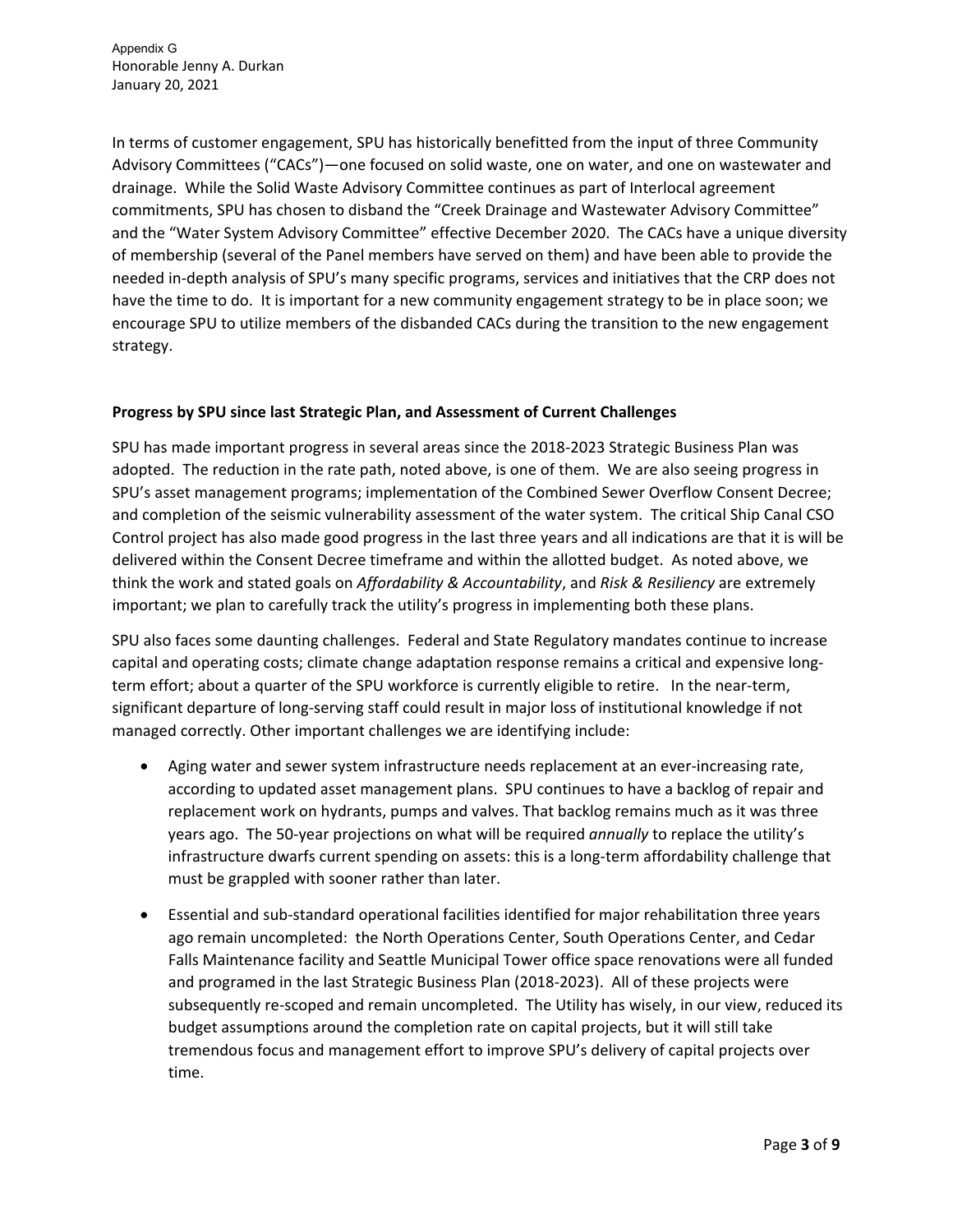In terms of customer engagement, SPU has historically benefitted from the input of three Community Advisory Committees ("CACs")—one focused on solid waste, one on water, and one on wastewater and drainage. While the Solid Waste Advisory Committee continues as part of Interlocal agreement commitments, SPU has chosen to disband the "Creek Drainage and Wastewater Advisory Committee" and the "Water System Advisory Committee" effective December 2020. The CACs have a unique diversity of membership (several of the Panel members have served on them) and have been able to provide the needed in-depth analysis of SPU's many specific programs, services and initiatives that the CRP does not have the time to do. It is important for a new community engagement strategy to be in place soon; we encourage SPU to utilize members of the disbanded CACs during the transition to the new engagement strategy.

**Progress by SPU since last Strategic Plan, and Assessment of Current Challenges**

SPU has made important progress in several areas since the 2018-2023 Strategic Business Plan was adopted. The reduction in the rate path, noted above, is one of them. We are also seeing progress in SPU's asset management programs; implementation of the Combined Sewer Overflow Consent Decree; and completion of the seismic vulnerability assessment of the water system. The critical Ship Canal CSO Control project has also made good progress in the last three years and all indications are that it is will be delivered within the Consent Decree timeframe and within the allotted budget. As noted above, we think the work and stated goals on *Affordability & Accountability*, and *Risk & Resiliency* are extremely important; we plan to carefully track the utility's progress in implementing both these plans.

SPU also faces some daunting challenges. Federal and State Regulatory mandates continue to increase capital and operating costs; climate change adaptation response remains a critical and expensive long-term effort; about a quarter of the SPU workforce is currently eligible to retire. In the near-term, significant departure of long-serving staff could result in major loss of institutional knowledge if not managed correctly. Other important challenges we are identifying include:

- Aging water and sewer system infrastructure needs replacement at an ever-increasing rate, according to updated asset management plans. SPU continues to have a backlog of repair and replacement work on hydrants, pumps and valves. That backlog remains much as it was three years ago. The 50-year projections on what will be required *annually* to replace the utility's infrastructure dwarfs current spending on assets: this is a long-term affordability challenge that must be grappled with sooner rather than later.

- Essential and sub-standard operational facilities identified for major rehabilitation three years ago remain uncompleted: the North Operations Center, South Operations Center, and Cedar Falls Maintenance facility and Seattle Municipal Tower office space renovations were all funded and programed in the last Strategic Business Plan (2018-2023). All of these projects were subsequently re-scoped and remain uncompleted. The Utility has wisely, in our view, reduced its budget assumptions around the completion rate on capital projects, but it will still take tremendous focus and management effort to improve SPU's delivery of capital projects over time.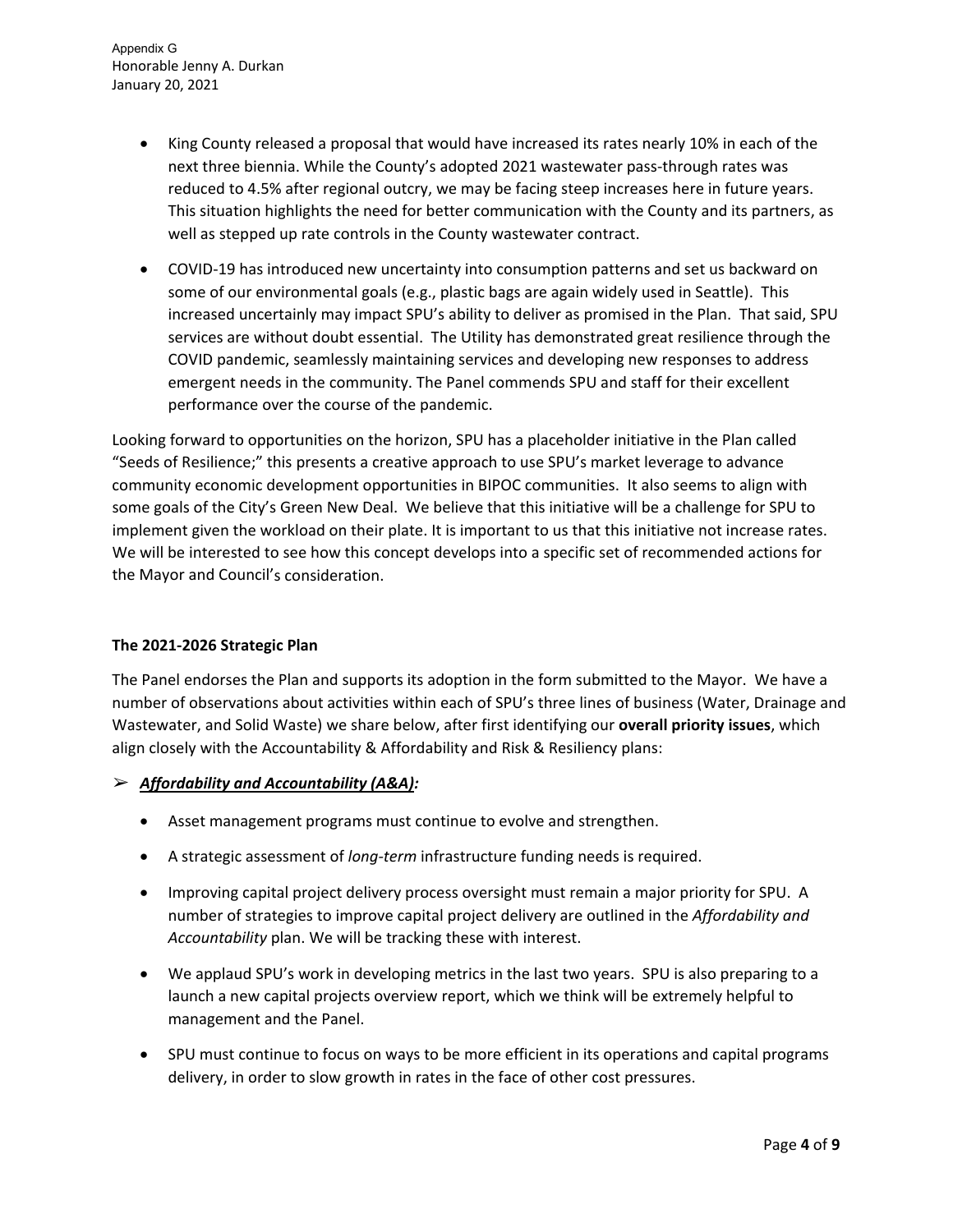- King County released a proposal that would have increased its rates nearly 10% in each of the next three biennia. While the County's adopted 2021 wastewater pass-through rates was reduced to 4.5% after regional outcry, we may be facing steep increases here in future years. This situation highlights the need for better communication with the County and its partners, as well as stepped up rate controls in the County wastewater contract.

- COVID-19 has introduced new uncertainty into consumption patterns and set us backward on some of our environmental goals (e.g., plastic bags are again widely used in Seattle). This increased uncertainly may impact SPU's ability to deliver as promised in the Plan. That said, SPU services are without doubt essential. The Utility has demonstrated great resilience through the COVID pandemic, seamlessly maintaining services and developing new responses to address emergent needs in the community. The Panel commends SPU and staff for their excellent performance over the course of the pandemic.

Looking forward to opportunities on the horizon, SPU has a placeholder initiative in the Plan called "Seeds of Resilience;" this presents a creative approach to use SPU's market leverage to advance community economic development opportunities in BIPOC communities. It also seems to align with some goals of the City's Green New Deal. We believe that this initiative will be a challenge for SPU to implement given the workload on their plate. It is important to us that this initiative not increase rates. We will be interested to see how this concept develops into a specific set of recommended actions for the Mayor and Council's consideration.

**The 2021-2026 Strategic Plan**

The Panel endorses the Plan and supports its adoption in the form submitted to the Mayor. We have a number of observations about activities within each of SPU's three lines of business (Water, Drainage and Wastewater, and Solid Waste) we share below, after first identifying our **overall priority issues**, which align closely with the Accountability & Affordability and Risk & Resiliency plans:

➢ ***<u>Affordability and Accountability (A&A)</u>:***

- Asset management programs must continue to evolve and strengthen.
- A strategic assessment of *long-term* infrastructure funding needs is required.
- Improving capital project delivery process oversight must remain a major priority for SPU. A number of strategies to improve capital project delivery are outlined in the *Affordability and Accountability* plan. We will be tracking these with interest.
- We applaud SPU's work in developing metrics in the last two years. SPU is also preparing to a launch a new capital projects overview report, which we think will be extremely helpful to management and the Panel.
- SPU must continue to focus on ways to be more efficient in its operations and capital programs delivery, in order to slow growth in rates in the face of other cost pressures.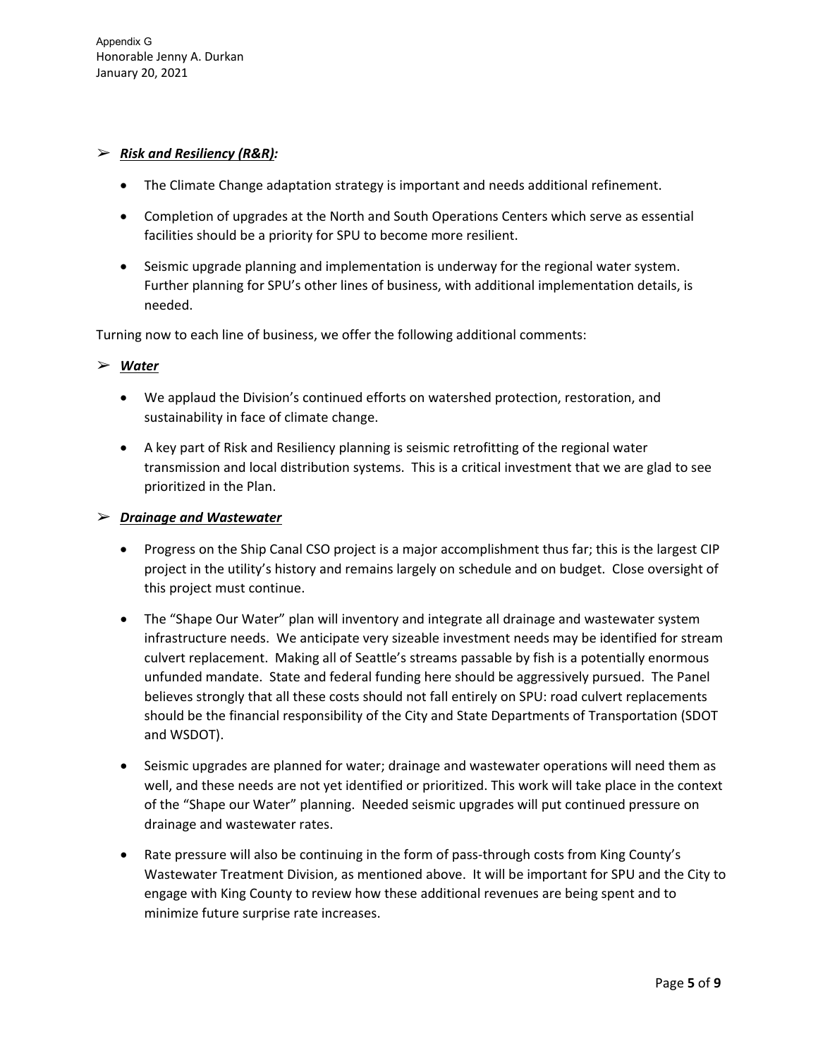- ***Risk and Resiliency (R&R):***

  - The Climate Change adaptation strategy is important and needs additional refinement.
  - Completion of upgrades at the North and South Operations Centers which serve as essential facilities should be a priority for SPU to become more resilient.
  - Seismic upgrade planning and implementation is underway for the regional water system. Further planning for SPU's other lines of business, with additional implementation details, is needed.

Turning now to each line of business, we offer the following additional comments:

- ***Water***

  - We applaud the Division's continued efforts on watershed protection, restoration, and sustainability in face of climate change.
  - A key part of Risk and Resiliency planning is seismic retrofitting of the regional water transmission and local distribution systems. This is a critical investment that we are glad to see prioritized in the Plan.

- ***Drainage and Wastewater***

  - Progress on the Ship Canal CSO project is a major accomplishment thus far; this is the largest CIP project in the utility's history and remains largely on schedule and on budget. Close oversight of this project must continue.
  - The "Shape Our Water" plan will inventory and integrate all drainage and wastewater system infrastructure needs. We anticipate very sizeable investment needs may be identified for stream culvert replacement. Making all of Seattle's streams passable by fish is a potentially enormous unfunded mandate. State and federal funding here should be aggressively pursued. The Panel believes strongly that all these costs should not fall entirely on SPU: road culvert replacements should be the financial responsibility of the City and State Departments of Transportation (SDOT and WSDOT).
  - Seismic upgrades are planned for water; drainage and wastewater operations will need them as well, and these needs are not yet identified or prioritized. This work will take place in the context of the "Shape our Water" planning. Needed seismic upgrades will put continued pressure on drainage and wastewater rates.
  - Rate pressure will also be continuing in the form of pass-through costs from King County's Wastewater Treatment Division, as mentioned above. It will be important for SPU and the City to engage with King County to review how these additional revenues are being spent and to minimize future surprise rate increases.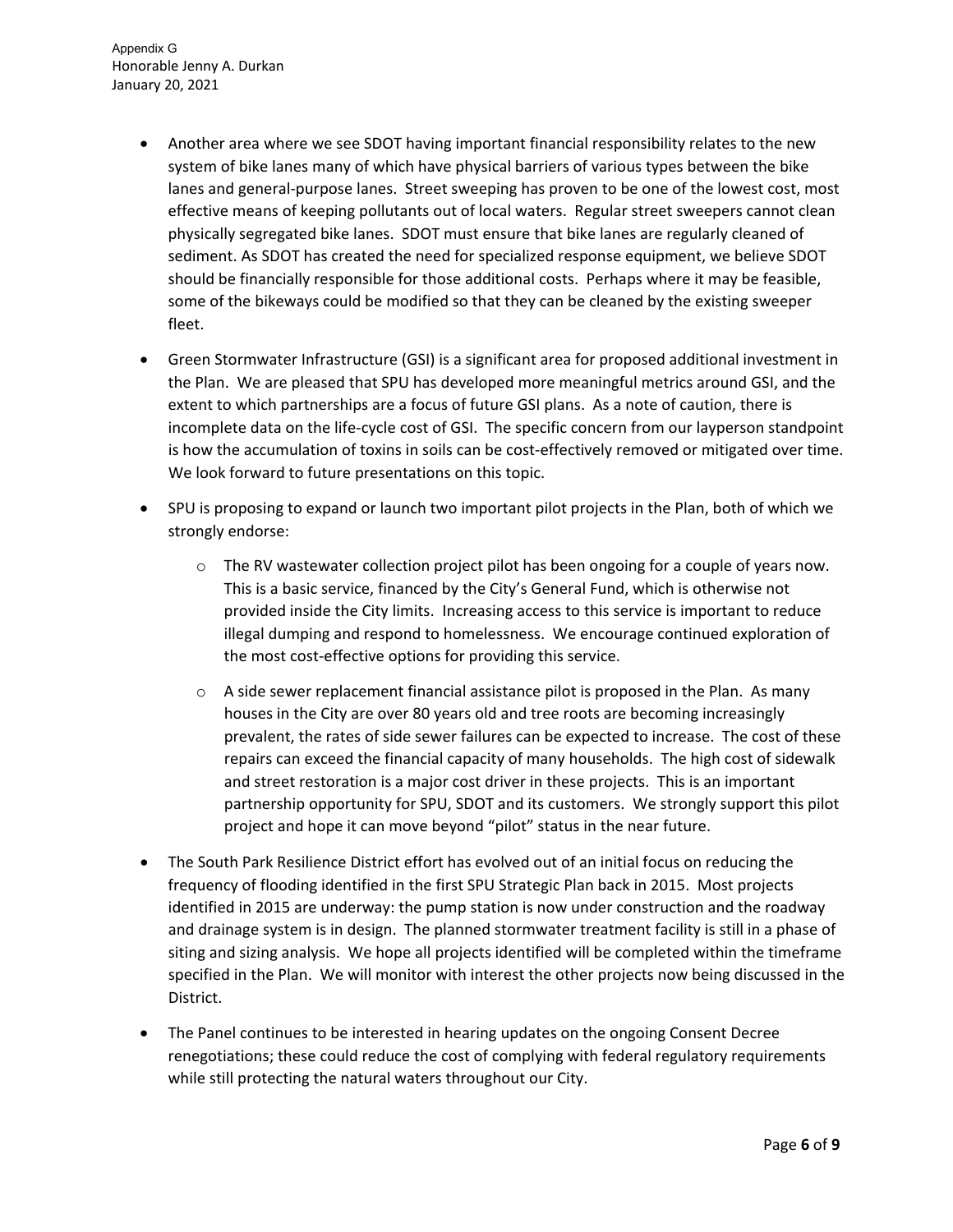- Another area where we see SDOT having important financial responsibility relates to the new system of bike lanes many of which have physical barriers of various types between the bike lanes and general-purpose lanes. Street sweeping has proven to be one of the lowest cost, most effective means of keeping pollutants out of local waters. Regular street sweepers cannot clean physically segregated bike lanes. SDOT must ensure that bike lanes are regularly cleaned of sediment. As SDOT has created the need for specialized response equipment, we believe SDOT should be financially responsible for those additional costs. Perhaps where it may be feasible, some of the bikeways could be modified so that they can be cleaned by the existing sweeper fleet.

- Green Stormwater Infrastructure (GSI) is a significant area for proposed additional investment in the Plan. We are pleased that SPU has developed more meaningful metrics around GSI, and the extent to which partnerships are a focus of future GSI plans. As a note of caution, there is incomplete data on the life-cycle cost of GSI. The specific concern from our layperson standpoint is how the accumulation of toxins in soils can be cost-effectively removed or mitigated over time. We look forward to future presentations on this topic.

- SPU is proposing to expand or launch two important pilot projects in the Plan, both of which we strongly endorse:
  - The RV wastewater collection project pilot has been ongoing for a couple of years now. This is a basic service, financed by the City's General Fund, which is otherwise not provided inside the City limits. Increasing access to this service is important to reduce illegal dumping and respond to homelessness. We encourage continued exploration of the most cost-effective options for providing this service.
  - A side sewer replacement financial assistance pilot is proposed in the Plan. As many houses in the City are over 80 years old and tree roots are becoming increasingly prevalent, the rates of side sewer failures can be expected to increase. The cost of these repairs can exceed the financial capacity of many households. The high cost of sidewalk and street restoration is a major cost driver in these projects. This is an important partnership opportunity for SPU, SDOT and its customers. We strongly support this pilot project and hope it can move beyond "pilot" status in the near future.

- The South Park Resilience District effort has evolved out of an initial focus on reducing the frequency of flooding identified in the first SPU Strategic Plan back in 2015. Most projects identified in 2015 are underway: the pump station is now under construction and the roadway and drainage system is in design. The planned stormwater treatment facility is still in a phase of siting and sizing analysis. We hope all projects identified will be completed within the timeframe specified in the Plan. We will monitor with interest the other projects now being discussed in the District.

- The Panel continues to be interested in hearing updates on the ongoing Consent Decree renegotiations; these could reduce the cost of complying with federal regulatory requirements while still protecting the natural waters throughout our City.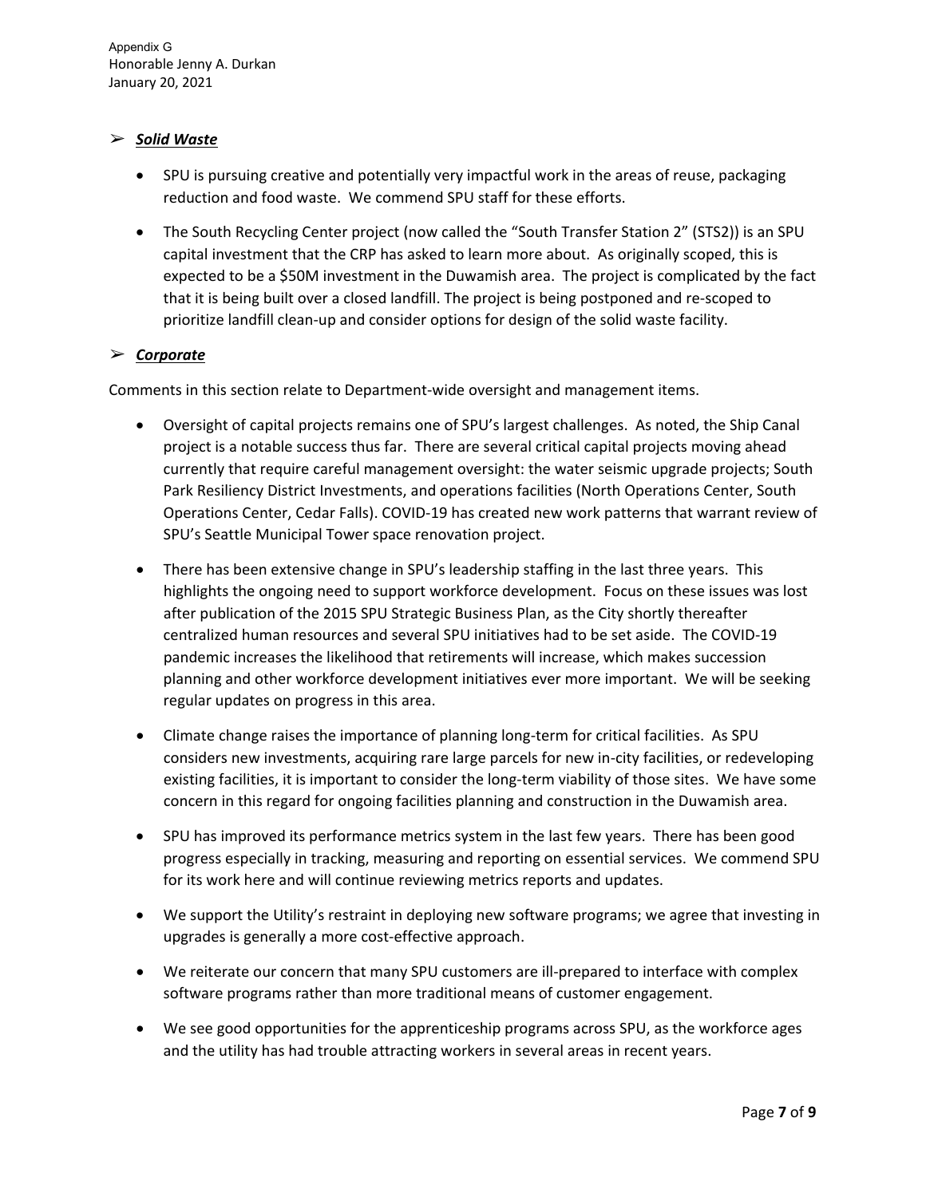## ➢ ***Solid Waste***

- SPU is pursuing creative and potentially very impactful work in the areas of reuse, packaging reduction and food waste. We commend SPU staff for these efforts.
- The South Recycling Center project (now called the "South Transfer Station 2" (STS2)) is an SPU capital investment that the CRP has asked to learn more about. As originally scoped, this is expected to be a $50M investment in the Duwamish area. The project is complicated by the fact that it is being built over a closed landfill. The project is being postponed and re-scoped to prioritize landfill clean-up and consider options for design of the solid waste facility.

## ➢ ***Corporate***

Comments in this section relate to Department-wide oversight and management items.

- Oversight of capital projects remains one of SPU's largest challenges. As noted, the Ship Canal project is a notable success thus far. There are several critical capital projects moving ahead currently that require careful management oversight: the water seismic upgrade projects; South Park Resiliency District Investments, and operations facilities (North Operations Center, South Operations Center, Cedar Falls). COVID-19 has created new work patterns that warrant review of SPU's Seattle Municipal Tower space renovation project.
- There has been extensive change in SPU's leadership staffing in the last three years. This highlights the ongoing need to support workforce development. Focus on these issues was lost after publication of the 2015 SPU Strategic Business Plan, as the City shortly thereafter centralized human resources and several SPU initiatives had to be set aside. The COVID-19 pandemic increases the likelihood that retirements will increase, which makes succession planning and other workforce development initiatives ever more important. We will be seeking regular updates on progress in this area.
- Climate change raises the importance of planning long-term for critical facilities. As SPU considers new investments, acquiring rare large parcels for new in-city facilities, or redeveloping existing facilities, it is important to consider the long-term viability of those sites. We have some concern in this regard for ongoing facilities planning and construction in the Duwamish area.
- SPU has improved its performance metrics system in the last few years. There has been good progress especially in tracking, measuring and reporting on essential services. We commend SPU for its work here and will continue reviewing metrics reports and updates.
- We support the Utility's restraint in deploying new software programs; we agree that investing in upgrades is generally a more cost-effective approach.
- We reiterate our concern that many SPU customers are ill-prepared to interface with complex software programs rather than more traditional means of customer engagement.
- We see good opportunities for the apprenticeship programs across SPU, as the workforce ages and the utility has had trouble attracting workers in several areas in recent years.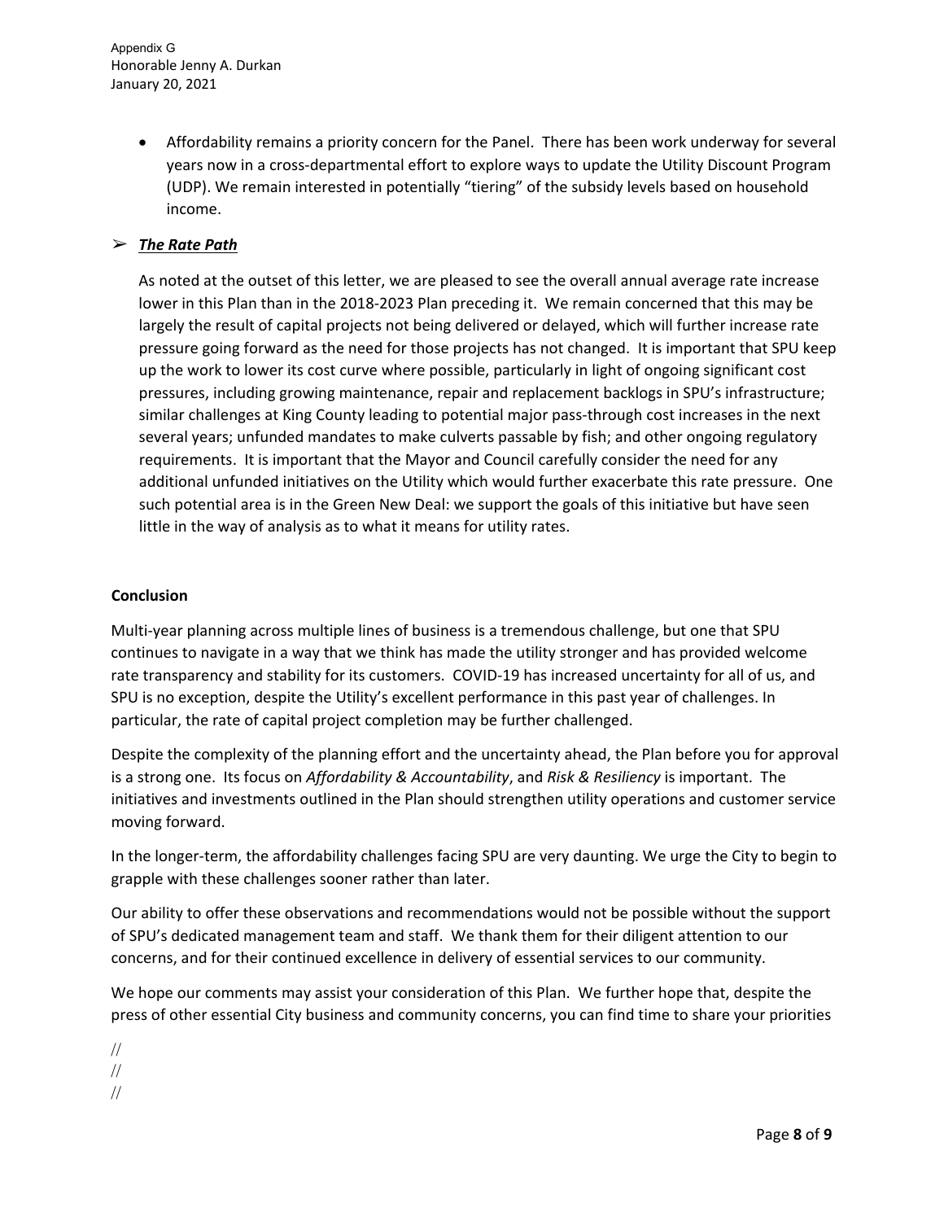- Affordability remains a priority concern for the Panel. There has been work underway for several years now in a cross-departmental effort to explore ways to update the Utility Discount Program (UDP). We remain interested in potentially "tiering" of the subsidy levels based on household income.

➢ ***The Rate Path***

As noted at the outset of this letter, we are pleased to see the overall annual average rate increase lower in this Plan than in the 2018-2023 Plan preceding it. We remain concerned that this may be largely the result of capital projects not being delivered or delayed, which will further increase rate pressure going forward as the need for those projects has not changed. It is important that SPU keep up the work to lower its cost curve where possible, particularly in light of ongoing significant cost pressures, including growing maintenance, repair and replacement backlogs in SPU's infrastructure; similar challenges at King County leading to potential major pass-through cost increases in the next several years; unfunded mandates to make culverts passable by fish; and other ongoing regulatory requirements. It is important that the Mayor and Council carefully consider the need for any additional unfunded initiatives on the Utility which would further exacerbate this rate pressure. One such potential area is in the Green New Deal: we support the goals of this initiative but have seen little in the way of analysis as to what it means for utility rates.

**Conclusion**

Multi-year planning across multiple lines of business is a tremendous challenge, but one that SPU continues to navigate in a way that we think has made the utility stronger and has provided welcome rate transparency and stability for its customers. COVID-19 has increased uncertainty for all of us, and SPU is no exception, despite the Utility's excellent performance in this past year of challenges. In particular, the rate of capital project completion may be further challenged.

Despite the complexity of the planning effort and the uncertainty ahead, the Plan before you for approval is a strong one. Its focus on *Affordability & Accountability*, and *Risk & Resiliency* is important. The initiatives and investments outlined in the Plan should strengthen utility operations and customer service moving forward.

In the longer-term, the affordability challenges facing SPU are very daunting. We urge the City to begin to grapple with these challenges sooner rather than later.

Our ability to offer these observations and recommendations would not be possible without the support of SPU's dedicated management team and staff. We thank them for their diligent attention to our concerns, and for their continued excellence in delivery of essential services to our community.

We hope our comments may assist your consideration of this Plan. We further hope that, despite the press of other essential City business and community concerns, you can find time to share your priorities

//
//
//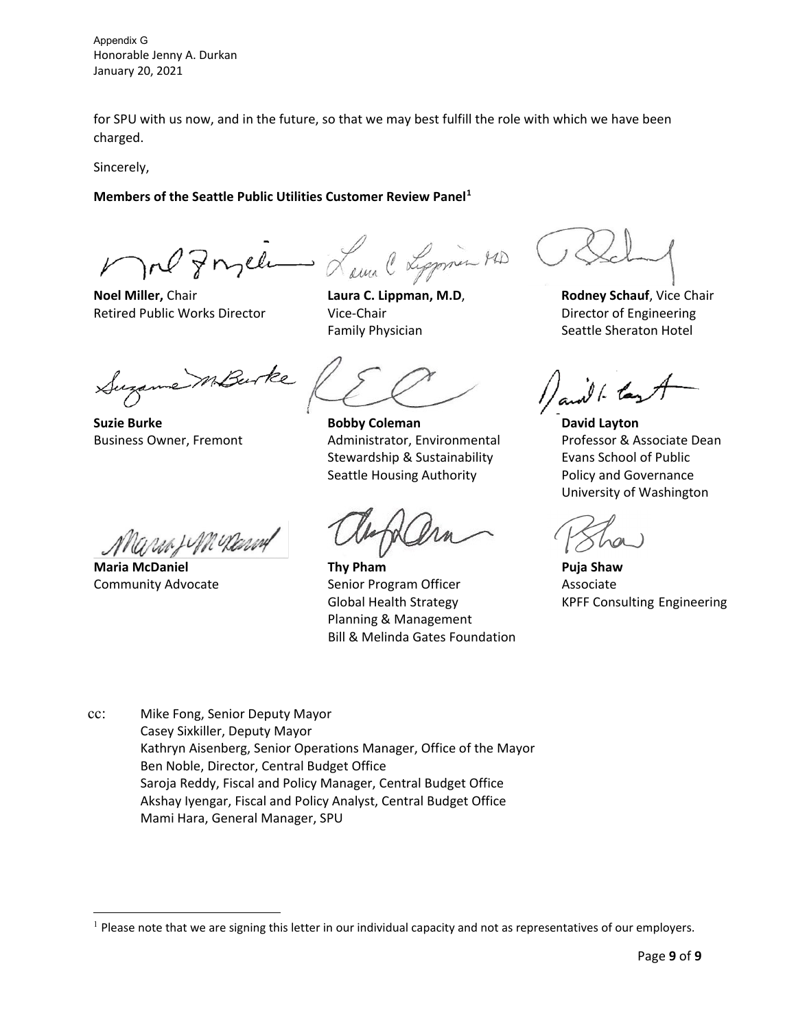for SPU with us now, and in the future, so that we may best fulfill the role with which we have been charged.

Sincerely,

**Members of the Seattle Public Utilities Customer Review Panel**[1]

**Noel Miller,** Chair
Retired Public Works Director

**Laura C. Lippman, M.D**,
Vice-Chair
Family Physician

**Rodney Schauf**, Vice Chair
Director of Engineering
Seattle Sheraton Hotel

**Suzie Burke**
Business Owner, Fremont

**Bobby Coleman**
Administrator, Environmental Stewardship & Sustainability
Seattle Housing Authority

**David Layton**
Professor & Associate Dean
Evans School of Public Policy and Governance
University of Washington

**Maria McDaniel**
Community Advocate

**Thy Pham**
Senior Program Officer
Global Health Strategy Planning & Management
Bill & Melinda Gates Foundation

**Puja Shaw**
Associate
KPFF Consulting Engineering

cc: Mike Fong, Senior Deputy Mayor
Casey Sixkiller, Deputy Mayor
Kathryn Aisenberg, Senior Operations Manager, Office of the Mayor
Ben Noble, Director, Central Budget Office
Saroja Reddy, Fiscal and Policy Manager, Central Budget Office
Akshay Iyengar, Fiscal and Policy Analyst, Central Budget Office
Mami Hara, General Manager, SPU

[1] Please note that we are signing this letter in our individual capacity and not as representatives of our employers.